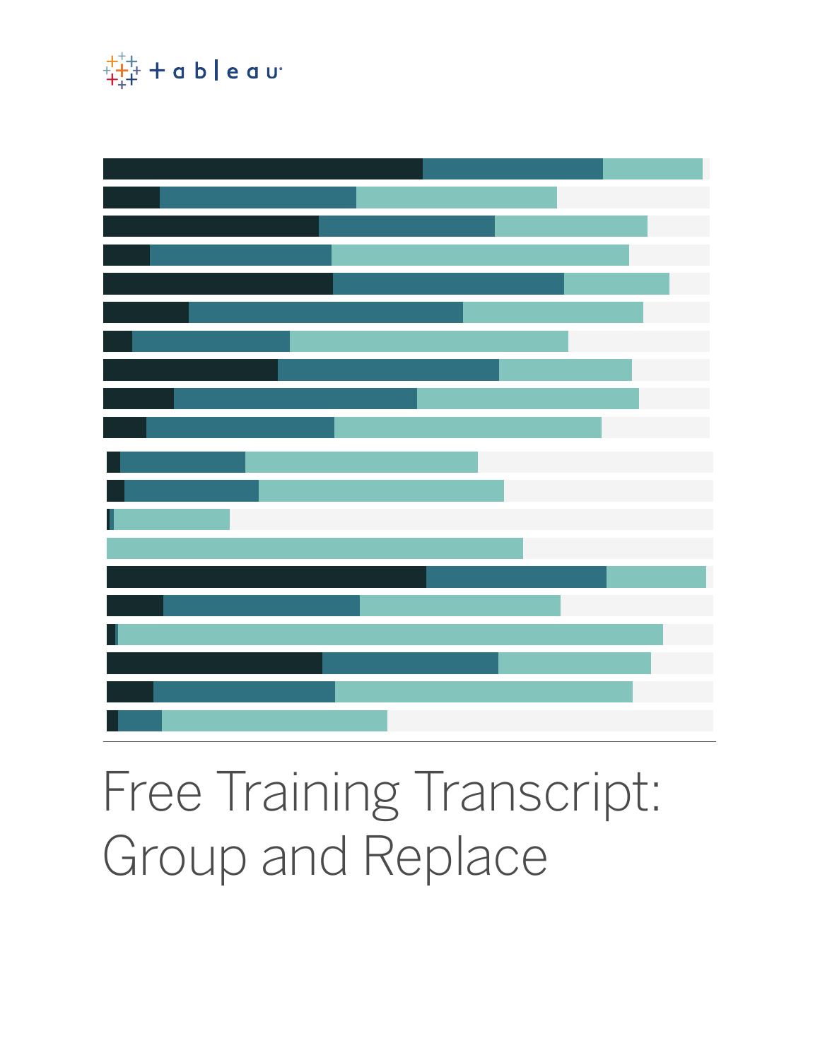# Free Training Transcript: Group and Replace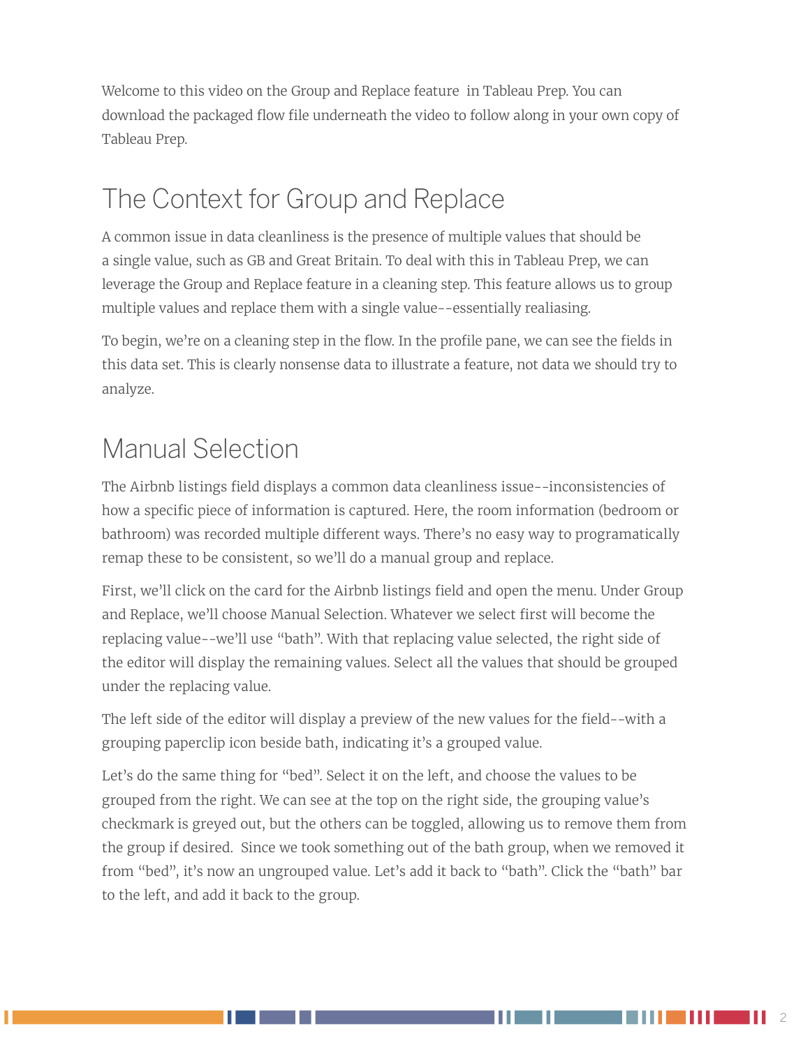Welcome to this video on the Group and Replace feature  in Tableau Prep. You can download the packaged flow file underneath the video to follow along in your own copy of Tableau Prep.

## The Context for Group and Replace

A common issue in data cleanliness is the presence of multiple values that should be a single value, such as GB and Great Britain. To deal with this in Tableau Prep, we can leverage the Group and Replace feature in a cleaning step. This feature allows us to group multiple values and replace them with a single value--essentially realiasing.

To begin, we're on a cleaning step in the flow. In the profile pane, we can see the fields in this data set. This is clearly nonsense data to illustrate a feature, not data we should try to analyze.

## Manual Selection

The Airbnb listings field displays a common data cleanliness issue--inconsistencies of how a specific piece of information is captured. Here, the room information (bedroom or bathroom) was recorded multiple different ways. There's no easy way to programatically remap these to be consistent, so we'll do a manual group and replace.

First, we'll click on the card for the Airbnb listings field and open the menu. Under Group and Replace, we'll choose Manual Selection. Whatever we select first will become the replacing value--we'll use "bath". With that replacing value selected, the right side of the editor will display the remaining values. Select all the values that should be grouped under the replacing value.

The left side of the editor will display a preview of the new values for the field--with a grouping paperclip icon beside bath, indicating it's a grouped value.

Let's do the same thing for "bed". Select it on the left, and choose the values to be grouped from the right. We can see at the top on the right side, the grouping value's checkmark is greyed out, but the others can be toggled, allowing us to remove them from the group if desired.  Since we took something out of the bath group, when we removed it from "bed", it's now an ungrouped value. Let's add it back to "bath". Click the "bath" bar to the left, and add it back to the group.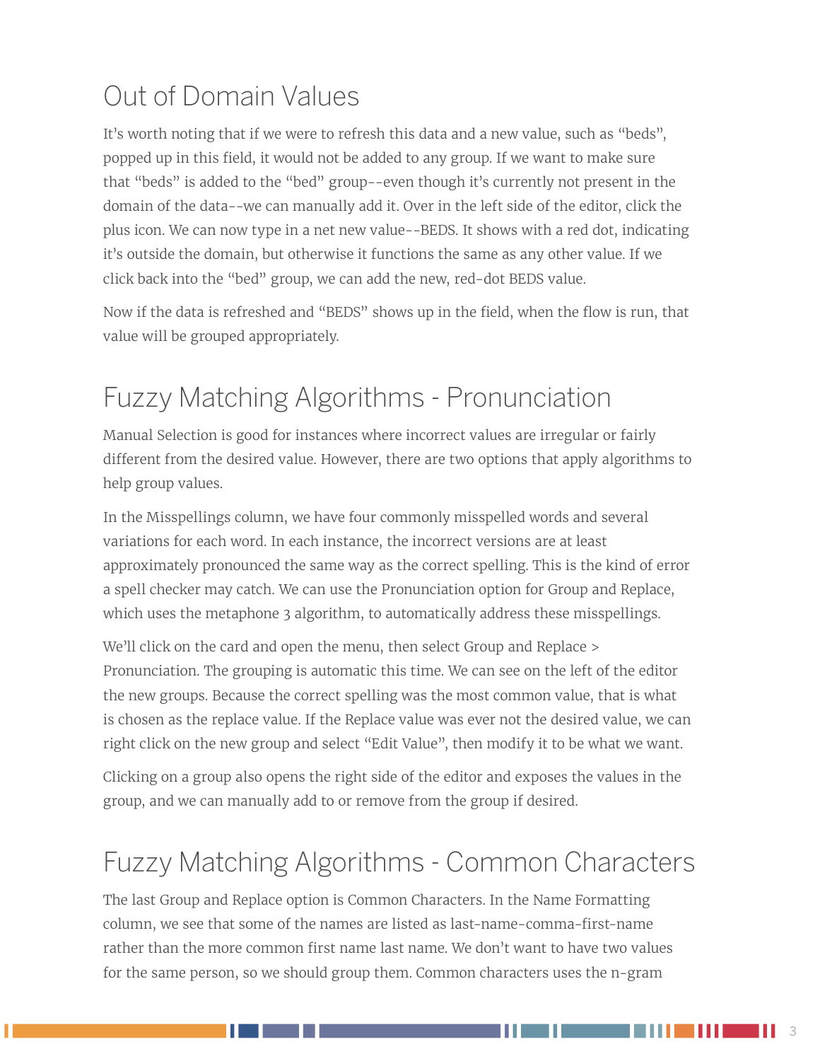## Out of Domain Values

It's worth noting that if we were to refresh this data and a new value, such as "beds", popped up in this field, it would not be added to any group. If we want to make sure that "beds" is added to the "bed" group--even though it's currently not present in the domain of the data--we can manually add it. Over in the left side of the editor, click the plus icon. We can now type in a net new value--BEDS. It shows with a red dot, indicating it's outside the domain, but otherwise it functions the same as any other value. If we click back into the "bed" group, we can add the new, red-dot BEDS value.

Now if the data is refreshed and "BEDS" shows up in the field, when the flow is run, that value will be grouped appropriately.

## Fuzzy Matching Algorithms - Pronunciation

Manual Selection is good for instances where incorrect values are irregular or fairly different from the desired value. However, there are two options that apply algorithms to help group values.

In the Misspellings column, we have four commonly misspelled words and several variations for each word. In each instance, the incorrect versions are at least approximately pronounced the same way as the correct spelling. This is the kind of error a spell checker may catch. We can use the Pronunciation option for Group and Replace, which uses the metaphone 3 algorithm, to automatically address these misspellings.

We'll click on the card and open the menu, then select Group and Replace > Pronunciation. The grouping is automatic this time. We can see on the left of the editor the new groups. Because the correct spelling was the most common value, that is what is chosen as the replace value. If the Replace value was ever not the desired value, we can right click on the new group and select "Edit Value", then modify it to be what we want.

Clicking on a group also opens the right side of the editor and exposes the values in the group, and we can manually add to or remove from the group if desired.

## Fuzzy Matching Algorithms - Common Characters

The last Group and Replace option is Common Characters. In the Name Formatting column, we see that some of the names are listed as last-name-comma-first-name rather than the more common first name last name. We don't want to have two values for the same person, so we should group them. Common characters uses the n-gram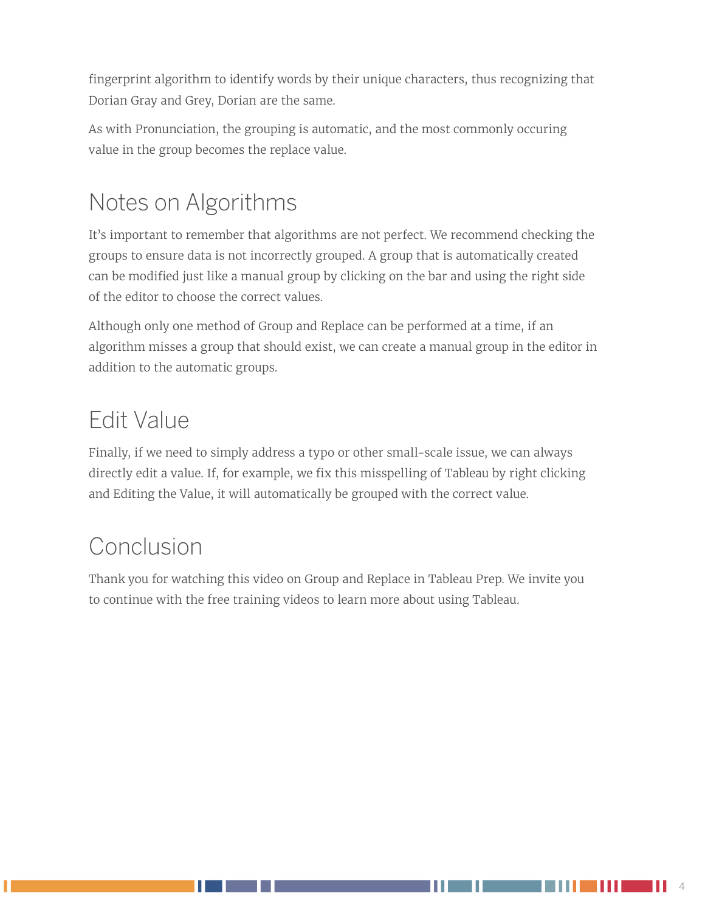fingerprint algorithm to identify words by their unique characters, thus recognizing that Dorian Gray and Grey, Dorian are the same.

As with Pronunciation, the grouping is automatic, and the most commonly occuring value in the group becomes the replace value.

## Notes on Algorithms

It's important to remember that algorithms are not perfect. We recommend checking the groups to ensure data is not incorrectly grouped. A group that is automatically created can be modified just like a manual group by clicking on the bar and using the right side of the editor to choose the correct values.

Although only one method of Group and Replace can be performed at a time, if an algorithm misses a group that should exist, we can create a manual group in the editor in addition to the automatic groups.

## Edit Value

Finally, if we need to simply address a typo or other small-scale issue, we can always directly edit a value. If, for example, we fix this misspelling of Tableau by right clicking and Editing the Value, it will automatically be grouped with the correct value.

## Conclusion

Thank you for watching this video on Group and Replace in Tableau Prep. We invite you to continue with the free training videos to learn more about using Tableau.